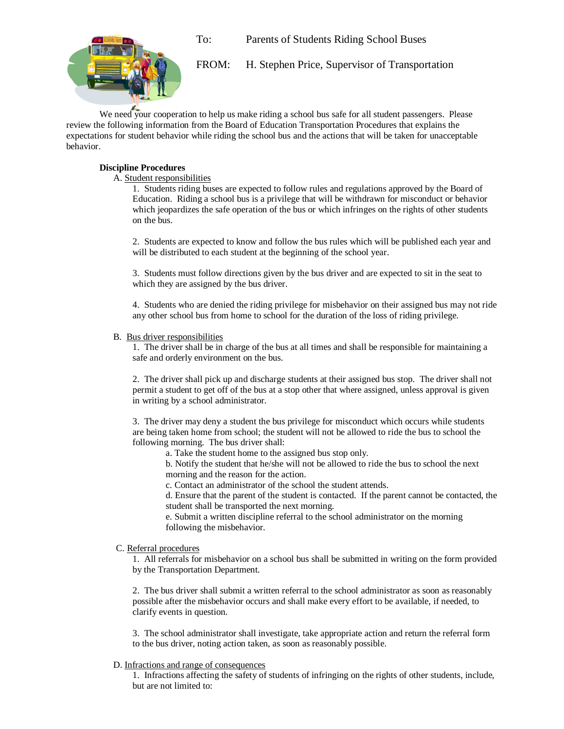To: Parents of Students Riding School Buses

FROM: H. Stephen Price, Supervisor of Transportation

We need your cooperation to help us make riding a school bus safe for all student passengers. Please review the following information from the Board of Education Transportation Procedures that explains the expectations for student behavior while riding the school bus and the actions that will be taken for unacceptable behavior.

**Discipline Procedures**

A. Student responsibilities

1. Students riding buses are expected to follow rules and regulations approved by the Board of Education. Riding a school bus is a privilege that will be withdrawn for misconduct or behavior which jeopardizes the safe operation of the bus or which infringes on the rights of other students on the bus.

2. Students are expected to know and follow the bus rules which will be published each year and will be distributed to each student at the beginning of the school year.

3. Students must follow directions given by the bus driver and are expected to sit in the seat to which they are assigned by the bus driver.

4. Students who are denied the riding privilege for misbehavior on their assigned bus may not ride any other school bus from home to school for the duration of the loss of riding privilege.

B. Bus driver responsibilities

1. The driver shall be in charge of the bus at all times and shall be responsible for maintaining a safe and orderly environment on the bus.

2. The driver shall pick up and discharge students at their assigned bus stop. The driver shall not permit a student to get off of the bus at a stop other that where assigned, unless approval is given in writing by a school administrator.

3. The driver may deny a student the bus privilege for misconduct which occurs while students are being taken home from school; the student will not be allowed to ride the bus to school the following morning. The bus driver shall:

   a. Take the student home to the assigned bus stop only.
   b. Notify the student that he/she will not be allowed to ride the bus to school the next morning and the reason for the action.
   c. Contact an administrator of the school the student attends.
   d. Ensure that the parent of the student is contacted. If the parent cannot be contacted, the student shall be transported the next morning.
   e. Submit a written discipline referral to the school administrator on the morning following the misbehavior.

C. Referral procedures

1. All referrals for misbehavior on a school bus shall be submitted in writing on the form provided by the Transportation Department.

2. The bus driver shall submit a written referral to the school administrator as soon as reasonably possible after the misbehavior occurs and shall make every effort to be available, if needed, to clarify events in question.

3. The school administrator shall investigate, take appropriate action and return the referral form to the bus driver, noting action taken, as soon as reasonably possible.

D. Infractions and range of consequences

1. Infractions affecting the safety of students of infringing on the rights of other students, include, but are not limited to: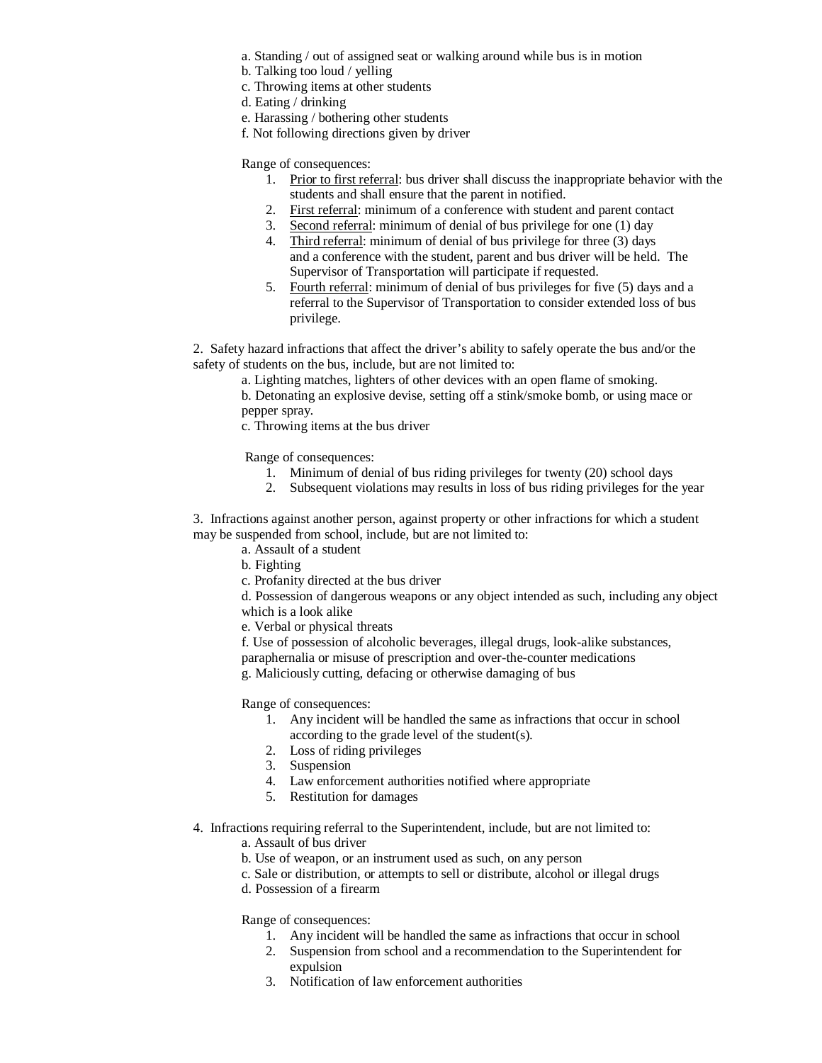a. Standing / out of assigned seat or walking around while bus is in motion
b. Talking too loud / yelling
c. Throwing items at other students
d. Eating / drinking
e. Harassing / bothering other students
f. Not following directions given by driver

Range of consequences:

1. <u>Prior to first referral</u>: bus driver shall discuss the inappropriate behavior with the students and shall ensure that the parent in notified.
2. <u>First referral</u>: minimum of a conference with student and parent contact
3. <u>Second referral</u>: minimum of denial of bus privilege for one (1) day
4. <u>Third referral</u>: minimum of denial of bus privilege for three (3) days and a conference with the student, parent and bus driver will be held. The Supervisor of Transportation will participate if requested.
5. <u>Fourth referral</u>: minimum of denial of bus privileges for five (5) days and a referral to the Supervisor of Transportation to consider extended loss of bus privilege.

2. Safety hazard infractions that affect the driver's ability to safely operate the bus and/or the safety of students on the bus, include, but are not limited to:

a. Lighting matches, lighters of other devices with an open flame of smoking.
b. Detonating an explosive devise, setting off a stink/smoke bomb, or using mace or pepper spray.
c. Throwing items at the bus driver

Range of consequences:

1. Minimum of denial of bus riding privileges for twenty (20) school days
2. Subsequent violations may results in loss of bus riding privileges for the year

3. Infractions against another person, against property or other infractions for which a student may be suspended from school, include, but are not limited to:

a. Assault of a student
b. Fighting
c. Profanity directed at the bus driver
d. Possession of dangerous weapons or any object intended as such, including any object which is a look alike
e. Verbal or physical threats
f. Use of possession of alcoholic beverages, illegal drugs, look-alike substances, paraphernalia or misuse of prescription and over-the-counter medications
g. Maliciously cutting, defacing or otherwise damaging of bus

Range of consequences:

1. Any incident will be handled the same as infractions that occur in school according to the grade level of the student(s).
2. Loss of riding privileges
3. Suspension
4. Law enforcement authorities notified where appropriate
5. Restitution for damages

4. Infractions requiring referral to the Superintendent, include, but are not limited to:

a. Assault of bus driver
b. Use of weapon, or an instrument used as such, on any person
c. Sale or distribution, or attempts to sell or distribute, alcohol or illegal drugs
d. Possession of a firearm

Range of consequences:

1. Any incident will be handled the same as infractions that occur in school
2. Suspension from school and a recommendation to the Superintendent for expulsion
3. Notification of law enforcement authorities